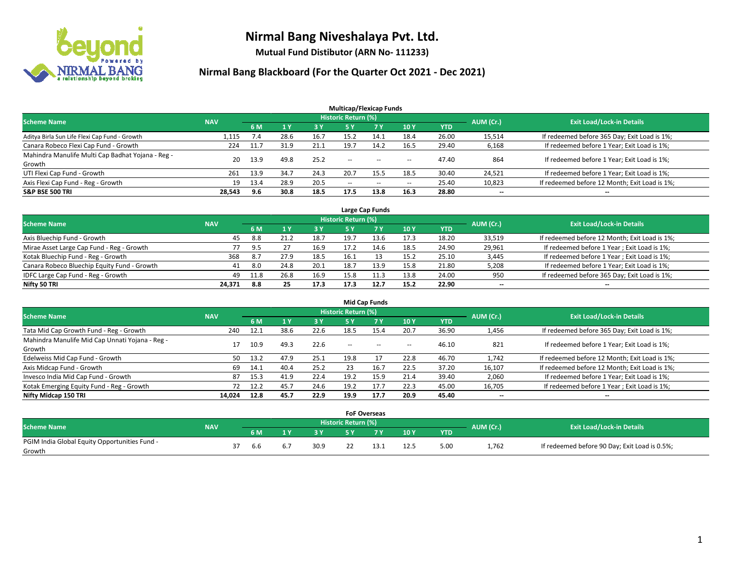# Nirmal Bang Niveshalaya Pvt. Ltd.

**Mutual Fund Distibutor (ARN No- 111233)**

## Nirmal Bang Blackboard (For the Quarter Oct 2021 - Dec 2021)

### Multicap/Flexicap Funds

| Scheme Name | NAV | Historic Return (%) | | | | | | | AUM (Cr.) | Exit Load/Lock-in Details |
|---|---|---|---|---|---|---|---|---|---|---|
| | | 6 M | 1 Y | 3 Y | 5 Y | 7 Y | 10 Y | YTD | | |
| Aditya Birla Sun Life Flexi Cap Fund - Growth | 1,115 | 7.4 | 28.6 | 16.7 | 15.2 | 14.1 | 18.4 | 26.00 | 15,514 | If redeemed before 365 Day; Exit Load is 1%; |
| Canara Robeco Flexi Cap Fund - Growth | 224 | 11.7 | 31.9 | 21.1 | 19.7 | 14.2 | 16.5 | 29.40 | 6,168 | If redeemed before 1 Year; Exit Load is 1%; |
| Mahindra Manulife Multi Cap Badhat Yojana - Reg - Growth | 20 | 13.9 | 49.8 | 25.2 | -- | -- | -- | 47.40 | 864 | If redeemed before 1 Year; Exit Load is 1%; |
| UTI Flexi Cap Fund - Growth | 261 | 13.9 | 34.7 | 24.3 | 20.7 | 15.5 | 18.5 | 30.40 | 24,521 | If redeemed before 1 Year; Exit Load is 1%; |
| Axis Flexi Cap Fund - Reg - Growth | 19 | 13.4 | 28.9 | 20.5 | -- | -- | -- | 25.40 | 10,823 | If redeemed before 12 Month; Exit Load is 1%; |
| **S&P BSE 500 TRI** | **28,543** | **9.6** | **30.8** | **18.5** | **17.5** | **13.8** | **16.3** | **28.80** | **--** | **--** |

### Large Cap Funds

| Scheme Name | NAV | Historic Return (%) | | | | | | | AUM (Cr.) | Exit Load/Lock-in Details |
|---|---|---|---|---|---|---|---|---|---|---|
| | | 6 M | 1 Y | 3 Y | 5 Y | 7 Y | 10 Y | YTD | | |
| Axis Bluechip Fund - Growth | 45 | 8.8 | 21.2 | 18.7 | 19.7 | 13.6 | 17.3 | 18.20 | 33,519 | If redeemed before 12 Month; Exit Load is 1%; |
| Mirae Asset Large Cap Fund - Reg - Growth | 77 | 9.5 | 27 | 16.9 | 17.2 | 14.6 | 18.5 | 24.90 | 29,961 | If redeemed before 1 Year ; Exit Load is 1%; |
| Kotak Bluechip Fund - Reg - Growth | 368 | 8.7 | 27.9 | 18.5 | 16.1 | 13 | 15.2 | 25.10 | 3,445 | If redeemed before 1 Year ; Exit Load is 1%; |
| Canara Robeco Bluechip Equity Fund - Growth | 41 | 8.0 | 24.8 | 20.1 | 18.7 | 13.9 | 15.8 | 21.80 | 5,208 | If redeemed before 1 Year; Exit Load is 1%; |
| IDFC Large Cap Fund - Reg - Growth | 49 | 11.8 | 26.8 | 16.9 | 15.8 | 11.3 | 13.8 | 24.00 | 950 | If redeemed before 365 Day; Exit Load is 1%; |
| **Nifty 50 TRI** | **24,371** | **8.8** | **25** | **17.3** | **17.3** | **12.7** | **15.2** | **22.90** | **--** | **--** |

### Mid Cap Funds

| Scheme Name | NAV | Historic Return (%) | | | | | | | AUM (Cr.) | Exit Load/Lock-in Details |
|---|---|---|---|---|---|---|---|---|---|---|
| | | 6 M | 1 Y | 3 Y | 5 Y | 7 Y | 10 Y | YTD | | |
| Tata Mid Cap Growth Fund - Reg - Growth | 240 | 12.1 | 38.6 | 22.6 | 18.5 | 15.4 | 20.7 | 36.90 | 1,456 | If redeemed before 365 Day; Exit Load is 1%; |
| Mahindra Manulife Mid Cap Unnati Yojana - Reg - Growth | 17 | 10.9 | 49.3 | 22.6 | -- | -- | -- | 46.10 | 821 | If redeemed before 1 Year; Exit Load is 1%; |
| Edelweiss Mid Cap Fund - Growth | 50 | 13.2 | 47.9 | 25.1 | 19.8 | 17 | 22.8 | 46.70 | 1,742 | If redeemed before 12 Month; Exit Load is 1%; |
| Axis Midcap Fund - Growth | 69 | 14.1 | 40.4 | 25.2 | 23 | 16.7 | 22.5 | 37.20 | 16,107 | If redeemed before 12 Month; Exit Load is 1%; |
| Invesco India Mid Cap Fund - Growth | 87 | 15.3 | 41.9 | 22.4 | 19.2 | 15.9 | 21.4 | 39.40 | 2,060 | If redeemed before 1 Year; Exit Load is 1%; |
| Kotak Emerging Equity Fund - Reg - Growth | 72 | 12.2 | 45.7 | 24.6 | 19.2 | 17.7 | 22.3 | 45.00 | 16,705 | If redeemed before 1 Year ; Exit Load is 1%; |
| **Nifty Midcap 150 TRI** | **14,024** | **12.8** | **45.7** | **22.9** | **19.9** | **17.7** | **20.9** | **45.40** | **--** | **--** |

### FoF Overseas

| Scheme Name | NAV | Historic Return (%) | | | | | | | AUM (Cr.) | Exit Load/Lock-in Details |
|---|---|---|---|---|---|---|---|---|---|---|
| | | 6 M | 1 Y | 3 Y | 5 Y | 7 Y | 10 Y | YTD | | |
| PGIM India Global Equity Opportunities Fund - Growth | 37 | 6.6 | 6.7 | 30.9 | 22 | 13.1 | 12.5 | 5.00 | 1,762 | If redeemed before 90 Day; Exit Load is 0.5%; |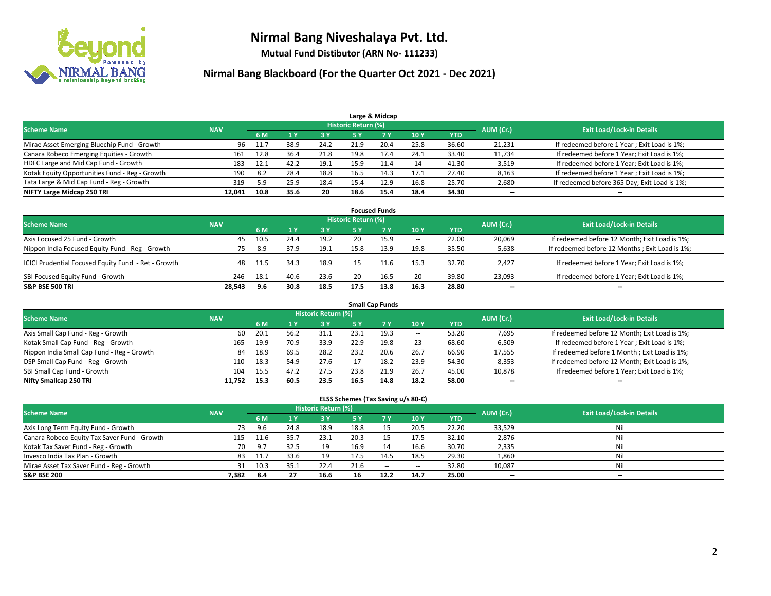# Nirmal Bang Niveshalaya Pvt. Ltd.

**Mutual Fund Distibutor (ARN No- 111233)**

## Nirmal Bang Blackboard (For the Quarter Oct 2021 - Dec 2021)

### Large & Midcap

| Scheme Name | NAV | Historic Return (%) | | | | | | | AUM (Cr.) | Exit Load/Lock-in Details |
|---|---|---|---|---|---|---|---|---|---|---|
| | | 6 M | 1 Y | 3 Y | 5 Y | 7 Y | 10 Y | YTD | | |
| Mirae Asset Emerging Bluechip Fund - Growth | 96 | 11.7 | 38.9 | 24.2 | 21.9 | 20.4 | 25.8 | 36.60 | 21,231 | If redeemed before 1 Year ; Exit Load is 1%; |
| Canara Robeco Emerging Equities - Growth | 161 | 12.8 | 36.4 | 21.8 | 19.8 | 17.4 | 24.1 | 33.40 | 11,734 | If redeemed before 1 Year; Exit Load is 1%; |
| HDFC Large and Mid Cap Fund - Growth | 183 | 12.1 | 42.2 | 19.1 | 15.9 | 11.4 | 14 | 41.30 | 3,519 | If redeemed before 1 Year; Exit Load is 1%; |
| Kotak Equity Opportunities Fund - Reg - Growth | 190 | 8.2 | 28.4 | 18.8 | 16.5 | 14.3 | 17.1 | 27.40 | 8,163 | If redeemed before 1 Year ; Exit Load is 1%; |
| Tata Large & Mid Cap Fund - Reg - Growth | 319 | 5.9 | 25.9 | 18.4 | 15.4 | 12.9 | 16.8 | 25.70 | 2,680 | If redeemed before 365 Day; Exit Load is 1%; |
| **NIFTY Large Midcap 250 TRI** | **12,041** | **10.8** | **35.6** | **20** | **18.6** | **15.4** | **18.4** | **34.30** | -- | -- |

### Focused Funds

| Scheme Name | NAV | Historic Return (%) | | | | | | | AUM (Cr.) | Exit Load/Lock-in Details |
|---|---|---|---|---|---|---|---|---|---|---|
| | | 6 M | 1 Y | 3 Y | 5 Y | 7 Y | 10 Y | YTD | | |
| Axis Focused 25 Fund - Growth | 45 | 10.5 | 24.4 | 19.2 | 20 | 15.9 | -- | 22.00 | 20,069 | If redeemed before 12 Month; Exit Load is 1%; |
| Nippon India Focused Equity Fund - Reg - Growth | 75 | 8.9 | 37.9 | 19.1 | 15.8 | 13.9 | 19.8 | 35.50 | 5,638 | If redeemed before 12 Months ; Exit Load is 1%; |
| ICICI Prudential Focused Equity Fund - Ret - Growth | 48 | 11.5 | 34.3 | 18.9 | 15 | 11.6 | 15.3 | 32.70 | 2,427 | If redeemed before 1 Year; Exit Load is 1%; |
| SBI Focused Equity Fund - Growth | 246 | 18.1 | 40.6 | 23.6 | 20 | 16.5 | 20 | 39.80 | 23,093 | If redeemed before 1 Year; Exit Load is 1%; |
| **S&P BSE 500 TRI** | **28,543** | **9.6** | **30.8** | **18.5** | **17.5** | **13.8** | **16.3** | **28.80** | -- | -- |

### Small Cap Funds

| Scheme Name | NAV | Historic Return (%) | | | | | | | AUM (Cr.) | Exit Load/Lock-in Details |
|---|---|---|---|---|---|---|---|---|---|---|
| | | 6 M | 1 Y | 3 Y | 5 Y | 7 Y | 10 Y | YTD | | |
| Axis Small Cap Fund - Reg - Growth | 60 | 20.1 | 56.2 | 31.1 | 23.1 | 19.3 | -- | 53.20 | 7,695 | If redeemed before 12 Month; Exit Load is 1%; |
| Kotak Small Cap Fund - Reg - Growth | 165 | 19.9 | 70.9 | 33.9 | 22.9 | 19.8 | 23 | 68.60 | 6,509 | If redeemed before 1 Year ; Exit Load is 1%; |
| Nippon India Small Cap Fund - Reg - Growth | 84 | 18.9 | 69.5 | 28.2 | 23.2 | 20.6 | 26.7 | 66.90 | 17,555 | If redeemed before 1 Month ; Exit Load is 1%; |
| DSP Small Cap Fund - Reg - Growth | 110 | 18.3 | 54.9 | 27.6 | 17 | 18.2 | 23.9 | 54.30 | 8,353 | If redeemed before 12 Month; Exit Load is 1%; |
| SBI Small Cap Fund - Growth | 104 | 15.5 | 47.2 | 27.5 | 23.8 | 21.9 | 26.7 | 45.00 | 10,878 | If redeemed before 1 Year; Exit Load is 1%; |
| **Nifty Smallcap 250 TRI** | **11,752** | **15.3** | **60.5** | **23.5** | **16.5** | **14.8** | **18.2** | **58.00** | -- | -- |

### ELSS Schemes (Tax Saving u/s 80-C)

| Scheme Name | NAV | Historic Return (%) | | | | | | | AUM (Cr.) | Exit Load/Lock-in Details |
|---|---|---|---|---|---|---|---|---|---|---|
| | | 6 M | 1 Y | 3 Y | 5 Y | 7 Y | 10 Y | YTD | | |
| Axis Long Term Equity Fund - Growth | 73 | 9.6 | 24.8 | 18.9 | 18.8 | 15 | 20.5 | 22.20 | 33,529 | Nil |
| Canara Robeco Equity Tax Saver Fund - Growth | 115 | 11.6 | 35.7 | 23.1 | 20.3 | 15 | 17.5 | 32.10 | 2,876 | Nil |
| Kotak Tax Saver Fund - Reg - Growth | 70 | 9.7 | 32.5 | 19 | 16.9 | 14 | 16.6 | 30.70 | 2,335 | Nil |
| Invesco India Tax Plan - Growth | 83 | 11.7 | 33.6 | 19 | 17.5 | 14.5 | 18.5 | 29.30 | 1,860 | Nil |
| Mirae Asset Tax Saver Fund - Reg - Growth | 31 | 10.3 | 35.1 | 22.4 | 21.6 | -- | -- | 32.80 | 10,087 | Nil |
| **S&P BSE 200** | **7,382** | **8.4** | **27** | **16.6** | **16** | **12.2** | **14.7** | **25.00** | -- | -- |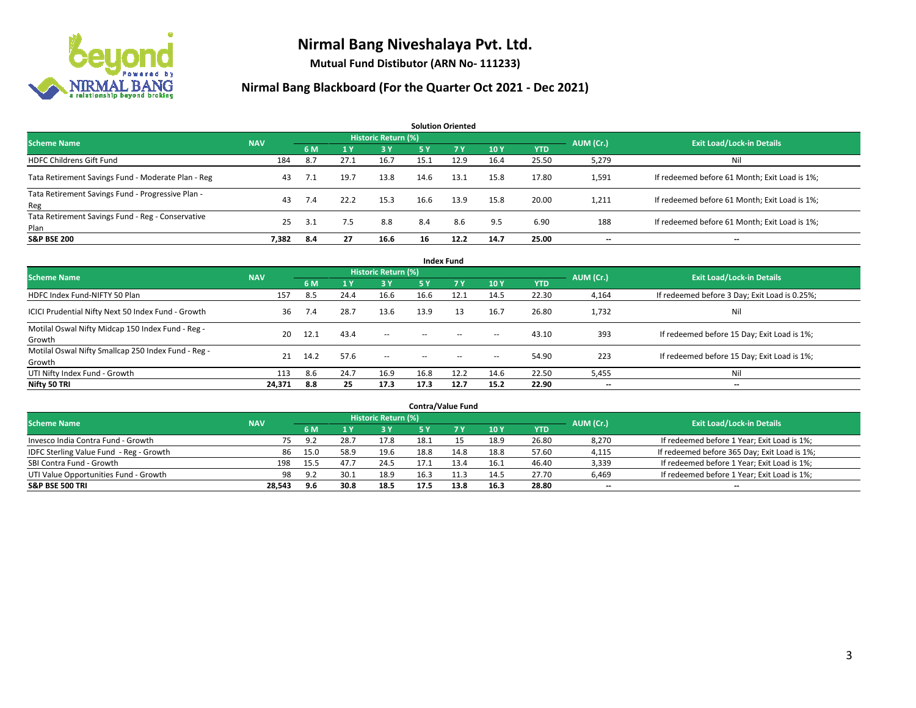# Nirmal Bang Niveshalaya Pvt. Ltd.

**Mutual Fund Distibutor (ARN No- 111233)**

## Nirmal Bang Blackboard (For the Quarter Oct 2021 - Dec 2021)

### Solution Oriented

| Scheme Name | NAV | Historic Return (%) | | | | | | | AUM (Cr.) | Exit Load/Lock-in Details |
|---|---|---|---|---|---|---|---|---|---|---|
| | | 6 M | 1 Y | 3 Y | 5 Y | 7 Y | 10 Y | YTD | | |
| HDFC Childrens Gift Fund | 184 | 8.7 | 27.1 | 16.7 | 15.1 | 12.9 | 16.4 | 25.50 | 5,279 | Nil |
| Tata Retirement Savings Fund - Moderate Plan - Reg | 43 | 7.1 | 19.7 | 13.8 | 14.6 | 13.1 | 15.8 | 17.80 | 1,591 | If redeemed before 61 Month; Exit Load is 1%; |
| Tata Retirement Savings Fund - Progressive Plan - Reg | 43 | 7.4 | 22.2 | 15.3 | 16.6 | 13.9 | 15.8 | 20.00 | 1,211 | If redeemed before 61 Month; Exit Load is 1%; |
| Tata Retirement Savings Fund - Reg - Conservative Plan | 25 | 3.1 | 7.5 | 8.8 | 8.4 | 8.6 | 9.5 | 6.90 | 188 | If redeemed before 61 Month; Exit Load is 1%; |
| **S&P BSE 200** | **7,382** | **8.4** | **27** | **16.6** | **16** | **12.2** | **14.7** | **25.00** | **--** | **--** |

### Index Fund

| Scheme Name | NAV | Historic Return (%) | | | | | | | AUM (Cr.) | Exit Load/Lock-in Details |
|---|---|---|---|---|---|---|---|---|---|---|
| | | 6 M | 1 Y | 3 Y | 5 Y | 7 Y | 10 Y | YTD | | |
| HDFC Index Fund-NIFTY 50 Plan | 157 | 8.5 | 24.4 | 16.6 | 16.6 | 12.1 | 14.5 | 22.30 | 4,164 | If redeemed before 3 Day; Exit Load is 0.25%; |
| ICICI Prudential Nifty Next 50 Index Fund - Growth | 36 | 7.4 | 28.7 | 13.6 | 13.9 | 13 | 16.7 | 26.80 | 1,732 | Nil |
| Motilal Oswal Nifty Midcap 150 Index Fund - Reg - Growth | 20 | 12.1 | 43.4 | -- | -- | -- | -- | 43.10 | 393 | If redeemed before 15 Day; Exit Load is 1%; |
| Motilal Oswal Nifty Smallcap 250 Index Fund - Reg - Growth | 21 | 14.2 | 57.6 | -- | -- | -- | -- | 54.90 | 223 | If redeemed before 15 Day; Exit Load is 1%; |
| UTI Nifty Index Fund - Growth | 113 | 8.6 | 24.7 | 16.9 | 16.8 | 12.2 | 14.6 | 22.50 | 5,455 | Nil |
| **Nifty 50 TRI** | **24,371** | **8.8** | **25** | **17.3** | **17.3** | **12.7** | **15.2** | **22.90** | **--** | **--** |

### Contra/Value Fund

| Scheme Name | NAV | Historic Return (%) | | | | | | | AUM (Cr.) | Exit Load/Lock-in Details |
|---|---|---|---|---|---|---|---|---|---|---|
| | | 6 M | 1 Y | 3 Y | 5 Y | 7 Y | 10 Y | YTD | | |
| Invesco India Contra Fund - Growth | 75 | 9.2 | 28.7 | 17.8 | 18.1 | 15 | 18.9 | 26.80 | 8,270 | If redeemed before 1 Year; Exit Load is 1%; |
| IDFC Sterling Value Fund - Reg - Growth | 86 | 15.0 | 58.9 | 19.6 | 18.8 | 14.8 | 18.8 | 57.60 | 4,115 | If redeemed before 365 Day; Exit Load is 1%; |
| SBI Contra Fund - Growth | 198 | 15.5 | 47.7 | 24.5 | 17.1 | 13.4 | 16.1 | 46.40 | 3,339 | If redeemed before 1 Year; Exit Load is 1%; |
| UTI Value Opportunities Fund - Growth | 98 | 9.2 | 30.1 | 18.9 | 16.3 | 11.3 | 14.5 | 27.70 | 6,469 | If redeemed before 1 Year; Exit Load is 1%; |
| **S&P BSE 500 TRI** | **28,543** | **9.6** | **30.8** | **18.5** | **17.5** | **13.8** | **16.3** | **28.80** | **--** | **--** |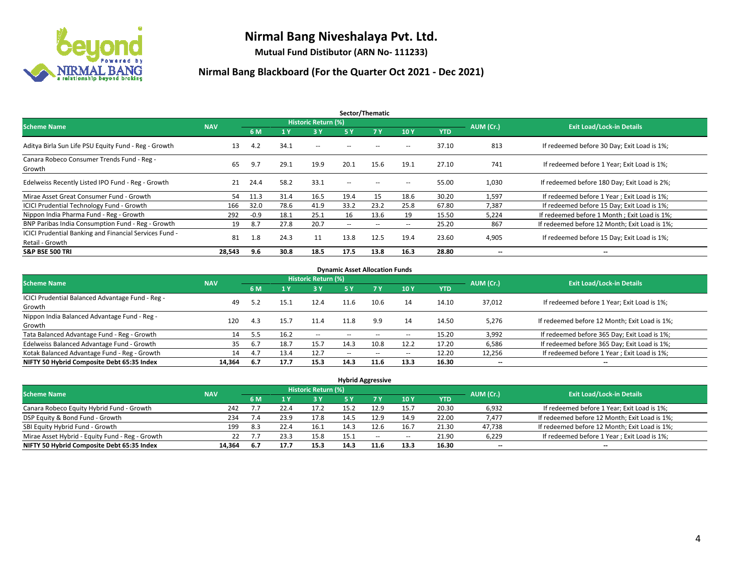# Nirmal Bang Niveshalaya Pvt. Ltd.

**Mutual Fund Distibutor (ARN No- 111233)**

## Nirmal Bang Blackboard (For the Quarter Oct 2021 - Dec 2021)

### Sector/Thematic

| Scheme Name | NAV | Historic Return (%) | | | | | | | AUM (Cr.) | Exit Load/Lock-in Details |
|---|---|---|---|---|---|---|---|---|---|---|
| | | 6 M | 1 Y | 3 Y | 5 Y | 7 Y | 10 Y | YTD | | |
| Aditya Birla Sun Life PSU Equity Fund - Reg - Growth | 13 | 4.2 | 34.1 | -- | -- | -- | -- | 37.10 | 813 | If redeemed before 30 Day; Exit Load is 1%; |
| Canara Robeco Consumer Trends Fund - Reg - Growth | 65 | 9.7 | 29.1 | 19.9 | 20.1 | 15.6 | 19.1 | 27.10 | 741 | If redeemed before 1 Year; Exit Load is 1%; |
| Edelweiss Recently Listed IPO Fund - Reg - Growth | 21 | 24.4 | 58.2 | 33.1 | -- | -- | -- | 55.00 | 1,030 | If redeemed before 180 Day; Exit Load is 2%; |
| Mirae Asset Great Consumer Fund - Growth | 54 | 11.3 | 31.4 | 16.5 | 19.4 | 15 | 18.6 | 30.20 | 1,597 | If redeemed before 1 Year ; Exit Load is 1%; |
| ICICI Prudential Technology Fund - Growth | 166 | 32.0 | 78.6 | 41.9 | 33.2 | 23.2 | 25.8 | 67.80 | 7,387 | If redeemed before 15 Day; Exit Load is 1%; |
| Nippon India Pharma Fund - Reg - Growth | 292 | -0.9 | 18.1 | 25.1 | 16 | 13.6 | 19 | 15.50 | 5,224 | If redeemed before 1 Month ; Exit Load is 1%; |
| BNP Paribas India Consumption Fund - Reg - Growth | 19 | 8.7 | 27.8 | 20.7 | -- | -- | -- | 25.20 | 867 | If redeemed before 12 Month; Exit Load is 1%; |
| ICICI Prudential Banking and Financial Services Fund - Retail - Growth | 81 | 1.8 | 24.3 | 11 | 13.8 | 12.5 | 19.4 | 23.60 | 4,905 | If redeemed before 15 Day; Exit Load is 1%; |
| **S&P BSE 500 TRI** | **28,543** | **9.6** | **30.8** | **18.5** | **17.5** | **13.8** | **16.3** | **28.80** | **--** | **--** |

### Dynamic Asset Allocation Funds

| Scheme Name | NAV | Historic Return (%) | | | | | | | AUM (Cr.) | Exit Load/Lock-in Details |
|---|---|---|---|---|---|---|---|---|---|---|
| | | 6 M | 1 Y | 3 Y | 5 Y | 7 Y | 10 Y | YTD | | |
| ICICI Prudential Balanced Advantage Fund - Reg - Growth | 49 | 5.2 | 15.1 | 12.4 | 11.6 | 10.6 | 14 | 14.10 | 37,012 | If redeemed before 1 Year; Exit Load is 1%; |
| Nippon India Balanced Advantage Fund - Reg - Growth | 120 | 4.3 | 15.7 | 11.4 | 11.8 | 9.9 | 14 | 14.50 | 5,276 | If redeemed before 12 Month; Exit Load is 1%; |
| Tata Balanced Advantage Fund - Reg - Growth | 14 | 5.5 | 16.2 | -- | -- | -- | -- | 15.20 | 3,992 | If redeemed before 365 Day; Exit Load is 1%; |
| Edelweiss Balanced Advantage Fund - Growth | 35 | 6.7 | 18.7 | 15.7 | 14.3 | 10.8 | 12.2 | 17.20 | 6,586 | If redeemed before 365 Day; Exit Load is 1%; |
| Kotak Balanced Advantage Fund - Reg - Growth | 14 | 4.7 | 13.4 | 12.7 | -- | -- | -- | 12.20 | 12,256 | If redeemed before 1 Year ; Exit Load is 1%; |
| **NIFTY 50 Hybrid Composite Debt 65:35 Index** | **14,364** | **6.7** | **17.7** | **15.3** | **14.3** | **11.6** | **13.3** | **16.30** | **--** | **--** |

### Hybrid Aggressive

| Scheme Name | NAV | Historic Return (%) | | | | | | | AUM (Cr.) | Exit Load/Lock-in Details |
|---|---|---|---|---|---|---|---|---|---|---|
| | | 6 M | 1 Y | 3 Y | 5 Y | 7 Y | 10 Y | YTD | | |
| Canara Robeco Equity Hybrid Fund - Growth | 242 | 7.7 | 22.4 | 17.2 | 15.2 | 12.9 | 15.7 | 20.30 | 6,932 | If redeemed before 1 Year; Exit Load is 1%; |
| DSP Equity & Bond Fund - Growth | 234 | 7.4 | 23.9 | 17.8 | 14.5 | 12.9 | 14.9 | 22.00 | 7,477 | If redeemed before 12 Month; Exit Load is 1%; |
| SBI Equity Hybrid Fund - Growth | 199 | 8.3 | 22.4 | 16.1 | 14.3 | 12.6 | 16.7 | 21.30 | 47,738 | If redeemed before 12 Month; Exit Load is 1%; |
| Mirae Asset Hybrid - Equity Fund - Reg - Growth | 22 | 7.7 | 23.3 | 15.8 | 15.1 | -- | -- | 21.90 | 6,229 | If redeemed before 1 Year ; Exit Load is 1%; |
| **NIFTY 50 Hybrid Composite Debt 65:35 Index** | **14,364** | **6.7** | **17.7** | **15.3** | **14.3** | **11.6** | **13.3** | **16.30** | **--** | **--** |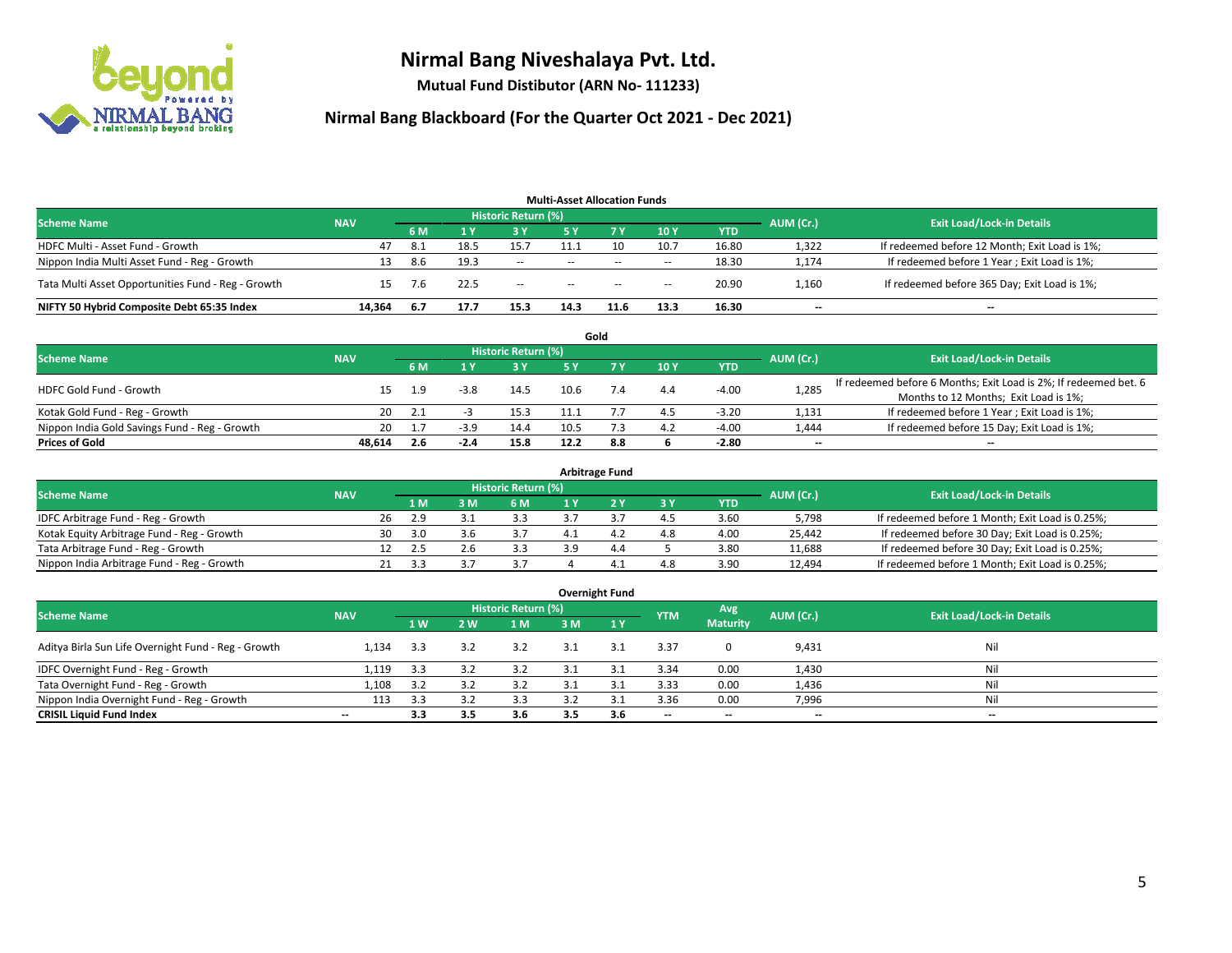# Nirmal Bang Niveshalaya Pvt. Ltd.

**Mutual Fund Distibutor (ARN No- 111233)**

## Nirmal Bang Blackboard (For the Quarter Oct 2021 - Dec 2021)

### Multi-Asset Allocation Funds

| Scheme Name | NAV | Historic Return (%) | | | | | | | AUM (Cr.) | Exit Load/Lock-in Details |
|---|---|---|---|---|---|---|---|---|---|---|
| | | 6 M | 1 Y | 3 Y | 5 Y | 7 Y | 10 Y | YTD | | |
| HDFC Multi - Asset Fund - Growth | 47 | 8.1 | 18.5 | 15.7 | 11.1 | 10 | 10.7 | 16.80 | 1,322 | If redeemed before 12 Month; Exit Load is 1%; |
| Nippon India Multi Asset Fund - Reg - Growth | 13 | 8.6 | 19.3 | -- | -- | -- | -- | 18.30 | 1,174 | If redeemed before 1 Year ; Exit Load is 1%; |
| Tata Multi Asset Opportunities Fund - Reg - Growth | 15 | 7.6 | 22.5 | -- | -- | -- | -- | 20.90 | 1,160 | If redeemed before 365 Day; Exit Load is 1%; |
| **NIFTY 50 Hybrid Composite Debt 65:35 Index** | **14,364** | **6.7** | **17.7** | **15.3** | **14.3** | **11.6** | **13.3** | **16.30** | **--** | **--** |

### Gold

| Scheme Name | NAV | Historic Return (%) | | | | | | | AUM (Cr.) | Exit Load/Lock-in Details |
|---|---|---|---|---|---|---|---|---|---|---|
| | | 6 M | 1 Y | 3 Y | 5 Y | 7 Y | 10 Y | YTD | | |
| HDFC Gold Fund - Growth | 15 | 1.9 | -3.8 | 14.5 | 10.6 | 7.4 | 4.4 | -4.00 | 1,285 | If redeemed before 6 Months; Exit Load is 2%; If redeemed bet. 6 Months to 12 Months; Exit Load is 1%; |
| Kotak Gold Fund - Reg - Growth | 20 | 2.1 | -3 | 15.3 | 11.1 | 7.7 | 4.5 | -3.20 | 1,131 | If redeemed before 1 Year ; Exit Load is 1%; |
| Nippon India Gold Savings Fund - Reg - Growth | 20 | 1.7 | -3.9 | 14.4 | 10.5 | 7.3 | 4.2 | -4.00 | 1,444 | If redeemed before 15 Day; Exit Load is 1%; |
| **Prices of Gold** | **48,614** | **2.6** | **-2.4** | **15.8** | **12.2** | **8.8** | **6** | **-2.80** | **--** | **--** |

### Arbitrage Fund

| Scheme Name | NAV | Historic Return (%) | | | | | | | AUM (Cr.) | Exit Load/Lock-in Details |
|---|---|---|---|---|---|---|---|---|---|---|
| | | 1 M | 3 M | 6 M | 1 Y | 2 Y | 3 Y | YTD | | |
| IDFC Arbitrage Fund - Reg - Growth | 26 | 2.9 | 3.1 | 3.3 | 3.7 | 3.7 | 4.5 | 3.60 | 5,798 | If redeemed before 1 Month; Exit Load is 0.25%; |
| Kotak Equity Arbitrage Fund - Reg - Growth | 30 | 3.0 | 3.6 | 3.7 | 4.1 | 4.2 | 4.8 | 4.00 | 25,442 | If redeemed before 30 Day; Exit Load is 0.25%; |
| Tata Arbitrage Fund - Reg - Growth | 12 | 2.5 | 2.6 | 3.3 | 3.9 | 4.4 | 5 | 3.80 | 11,688 | If redeemed before 30 Day; Exit Load is 0.25%; |
| Nippon India Arbitrage Fund - Reg - Growth | 21 | 3.3 | 3.7 | 3.7 | 4 | 4.1 | 4.8 | 3.90 | 12,494 | If redeemed before 1 Month; Exit Load is 0.25%; |

### Overnight Fund

| Scheme Name | NAV | Historic Return (%) | | | | | YTM | Avg Maturity | AUM (Cr.) | Exit Load/Lock-in Details |
|---|---|---|---|---|---|---|---|---|---|---|
| | | 1 W | 2 W | 1 M | 3 M | 1 Y | | | | |
| Aditya Birla Sun Life Overnight Fund - Reg - Growth | 1,134 | 3.3 | 3.2 | 3.2 | 3.1 | 3.1 | 3.37 | 0 | 9,431 | Nil |
| IDFC Overnight Fund - Reg - Growth | 1,119 | 3.3 | 3.2 | 3.2 | 3.1 | 3.1 | 3.34 | 0.00 | 1,430 | Nil |
| Tata Overnight Fund - Reg - Growth | 1,108 | 3.2 | 3.2 | 3.2 | 3.1 | 3.1 | 3.33 | 0.00 | 1,436 | Nil |
| Nippon India Overnight Fund - Reg - Growth | 113 | 3.3 | 3.2 | 3.3 | 3.2 | 3.1 | 3.36 | 0.00 | 7,996 | Nil |
| **CRISIL Liquid Fund Index** | **--** | **3.3** | **3.5** | **3.6** | **3.5** | **3.6** | **--** | **--** | **--** | **--** |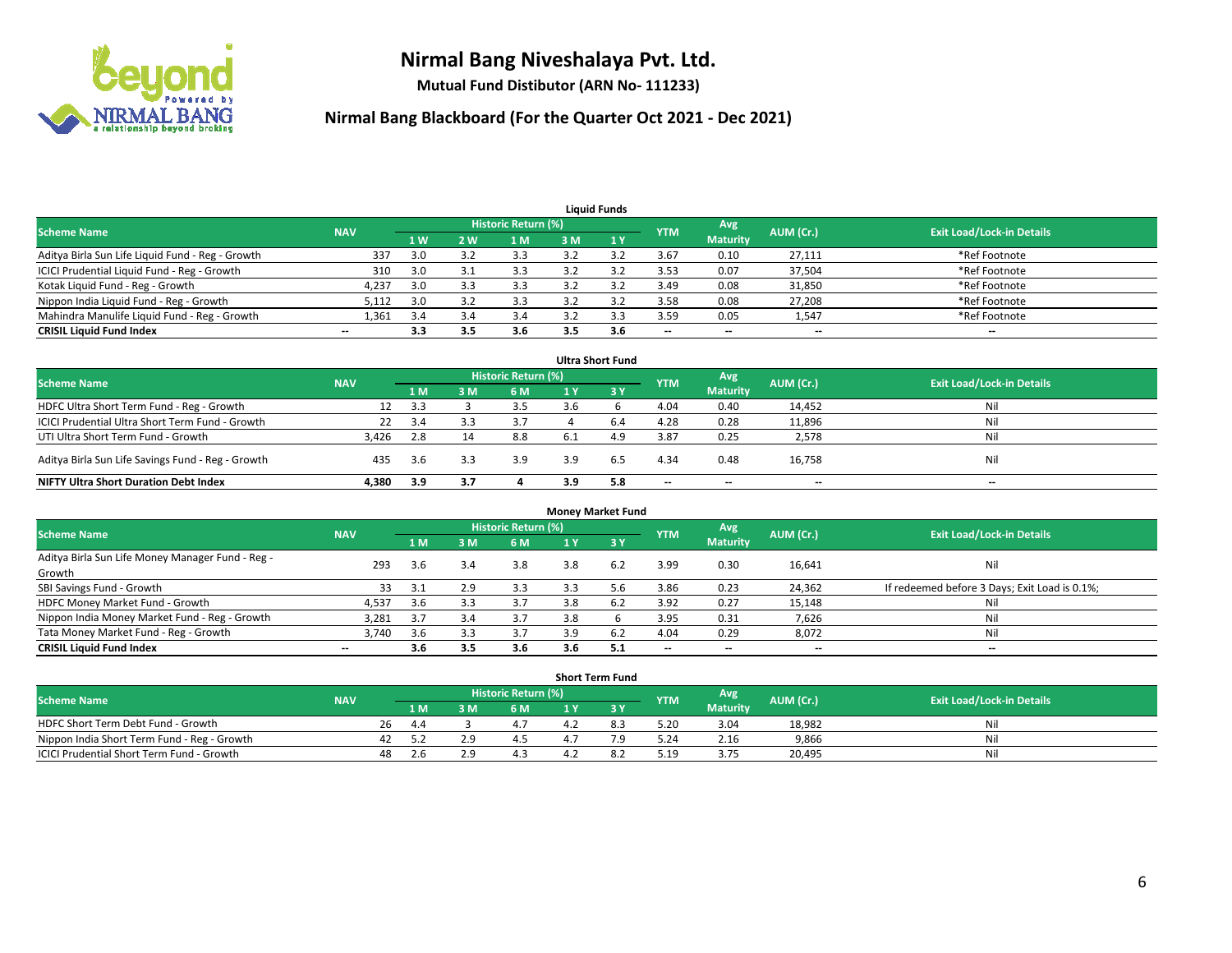# Nirmal Bang Niveshalaya Pvt. Ltd.

**Mutual Fund Distibutor (ARN No- 111233)**

## Nirmal Bang Blackboard (For the Quarter Oct 2021 - Dec 2021)

### Liquid Funds

| Scheme Name | NAV | Historic Return (%) | | | | | YTM | Avg Maturity | AUM (Cr.) | Exit Load/Lock-in Details |
|---|---|---|---|---|---|---|---|---|---|---|
| | | 1 W | 2 W | 1 M | 3 M | 1 Y | | | | |
| Aditya Birla Sun Life Liquid Fund - Reg - Growth | 337 | 3.0 | 3.2 | 3.3 | 3.2 | 3.2 | 3.67 | 0.10 | 27,111 | *Ref Footnote |
| ICICI Prudential Liquid Fund - Reg - Growth | 310 | 3.0 | 3.1 | 3.3 | 3.2 | 3.2 | 3.53 | 0.07 | 37,504 | *Ref Footnote |
| Kotak Liquid Fund - Reg - Growth | 4,237 | 3.0 | 3.3 | 3.3 | 3.2 | 3.2 | 3.49 | 0.08 | 31,850 | *Ref Footnote |
| Nippon India Liquid Fund - Reg - Growth | 5,112 | 3.0 | 3.2 | 3.3 | 3.2 | 3.2 | 3.58 | 0.08 | 27,208 | *Ref Footnote |
| Mahindra Manulife Liquid Fund - Reg - Growth | 1,361 | 3.4 | 3.4 | 3.4 | 3.2 | 3.3 | 3.59 | 0.05 | 1,547 | *Ref Footnote |
| **CRISIL Liquid Fund Index** | -- | **3.3** | **3.5** | **3.6** | **3.5** | **3.6** | -- | -- | -- | -- |

### Ultra Short Fund

| Scheme Name | NAV | Historic Return (%) | | | | | YTM | Avg Maturity | AUM (Cr.) | Exit Load/Lock-in Details |
|---|---|---|---|---|---|---|---|---|---|---|
| | | 1 M | 3 M | 6 M | 1 Y | 3 Y | | | | |
| HDFC Ultra Short Term Fund - Reg - Growth | 12 | 3.3 | 3 | 3.5 | 3.6 | 6 | 4.04 | 0.40 | 14,452 | Nil |
| ICICI Prudential Ultra Short Term Fund - Growth | 22 | 3.4 | 3.3 | 3.7 | 4 | 6.4 | 4.28 | 0.28 | 11,896 | Nil |
| UTI Ultra Short Term Fund - Growth | 3,426 | 2.8 | 14 | 8.8 | 6.1 | 4.9 | 3.87 | 0.25 | 2,578 | Nil |
| Aditya Birla Sun Life Savings Fund - Reg - Growth | 435 | 3.6 | 3.3 | 3.9 | 3.9 | 6.5 | 4.34 | 0.48 | 16,758 | Nil |
| **NIFTY Ultra Short Duration Debt Index** | **4,380** | **3.9** | **3.7** | **4** | **3.9** | **5.8** | -- | -- | -- | -- |

### Money Market Fund

| Scheme Name | NAV | Historic Return (%) | | | | | YTM | Avg Maturity | AUM (Cr.) | Exit Load/Lock-in Details |
|---|---|---|---|---|---|---|---|---|---|---|
| | | 1 M | 3 M | 6 M | 1 Y | 3 Y | | | | |
| Aditya Birla Sun Life Money Manager Fund - Reg - Growth | 293 | 3.6 | 3.4 | 3.8 | 3.8 | 6.2 | 3.99 | 0.30 | 16,641 | Nil |
| SBI Savings Fund - Growth | 33 | 3.1 | 2.9 | 3.3 | 3.3 | 5.6 | 3.86 | 0.23 | 24,362 | If redeemed before 3 Days; Exit Load is 0.1%; |
| HDFC Money Market Fund - Growth | 4,537 | 3.6 | 3.3 | 3.7 | 3.8 | 6.2 | 3.92 | 0.27 | 15,148 | Nil |
| Nippon India Money Market Fund - Reg - Growth | 3,281 | 3.7 | 3.4 | 3.7 | 3.8 | 6 | 3.95 | 0.31 | 7,626 | Nil |
| Tata Money Market Fund - Reg - Growth | 3,740 | 3.6 | 3.3 | 3.7 | 3.9 | 6.2 | 4.04 | 0.29 | 8,072 | Nil |
| **CRISIL Liquid Fund Index** | -- | **3.6** | **3.5** | **3.6** | **3.6** | **5.1** | -- | -- | -- | -- |

### Short Term Fund

| Scheme Name | NAV | Historic Return (%) | | | | | YTM | Avg Maturity | AUM (Cr.) | Exit Load/Lock-in Details |
|---|---|---|---|---|---|---|---|---|---|---|
| | | 1 M | 3 M | 6 M | 1 Y | 3 Y | | | | |
| HDFC Short Term Debt Fund - Growth | 26 | 4.4 | 3 | 4.7 | 4.2 | 8.3 | 5.20 | 3.04 | 18,982 | Nil |
| Nippon India Short Term Fund - Reg - Growth | 42 | 5.2 | 2.9 | 4.5 | 4.7 | 7.9 | 5.24 | 2.16 | 9,866 | Nil |
| ICICI Prudential Short Term Fund - Growth | 48 | 2.6 | 2.9 | 4.3 | 4.2 | 8.2 | 5.19 | 3.75 | 20,495 | Nil |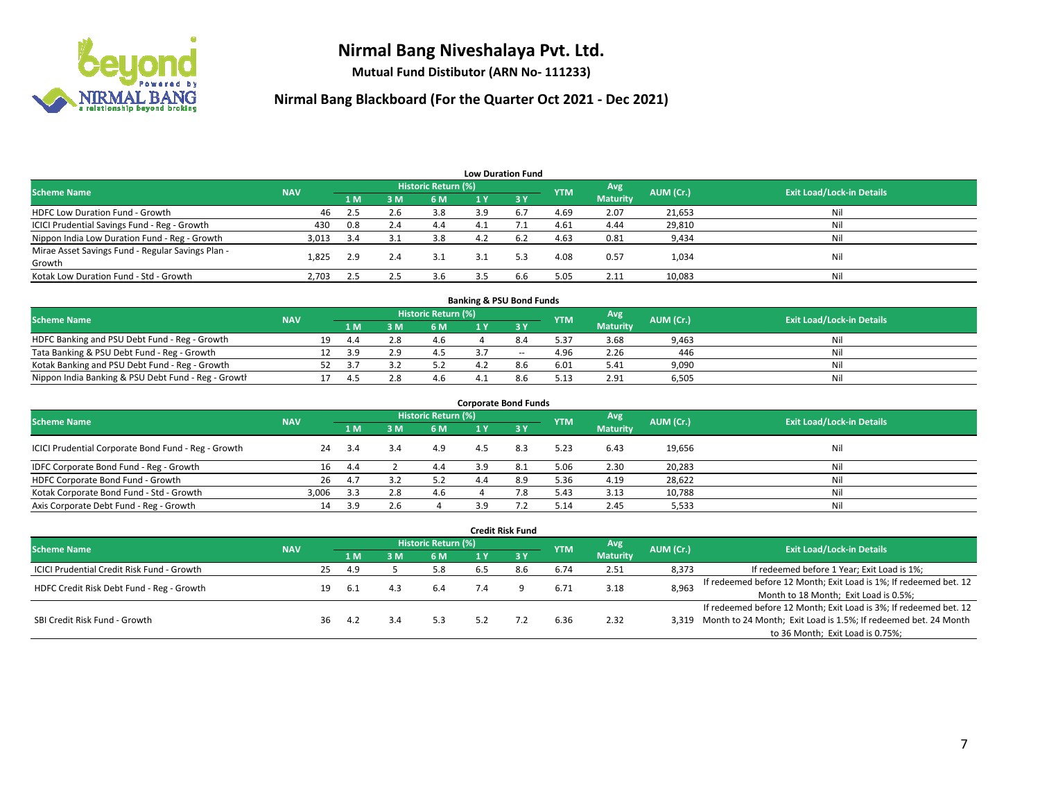# Nirmal Bang Niveshalaya Pvt. Ltd.

**Mutual Fund Distibutor (ARN No- 111233)**

## Nirmal Bang Blackboard (For the Quarter Oct 2021 - Dec 2021)

### Low Duration Fund

| Scheme Name | NAV | Historic Return (%) | | | | | YTM | Avg Maturity | AUM (Cr.) | Exit Load/Lock-in Details |
|---|---|---|---|---|---|---|---|---|---|---|
| | | 1 M | 3 M | 6 M | 1 Y | 3 Y | | | | |
| HDFC Low Duration Fund - Growth | 46 | 2.5 | 2.6 | 3.8 | 3.9 | 6.7 | 4.69 | 2.07 | 21,653 | Nil |
| ICICI Prudential Savings Fund - Reg - Growth | 430 | 0.8 | 2.4 | 4.4 | 4.1 | 7.1 | 4.61 | 4.44 | 29,810 | Nil |
| Nippon India Low Duration Fund - Reg - Growth | 3,013 | 3.4 | 3.1 | 3.8 | 4.2 | 6.2 | 4.63 | 0.81 | 9,434 | Nil |
| Mirae Asset Savings Fund - Regular Savings Plan - Growth | 1,825 | 2.9 | 2.4 | 3.1 | 3.1 | 5.3 | 4.08 | 0.57 | 1,034 | Nil |
| Kotak Low Duration Fund - Std - Growth | 2,703 | 2.5 | 2.5 | 3.6 | 3.5 | 6.6 | 5.05 | 2.11 | 10,083 | Nil |

### Banking & PSU Bond Funds

| Scheme Name | NAV | Historic Return (%) | | | | | YTM | Avg Maturity | AUM (Cr.) | Exit Load/Lock-in Details |
|---|---|---|---|---|---|---|---|---|---|---|
| | | 1 M | 3 M | 6 M | 1 Y | 3 Y | | | | |
| HDFC Banking and PSU Debt Fund - Reg - Growth | 19 | 4.4 | 2.8 | 4.6 | 4 | 8.4 | 5.37 | 3.68 | 9,463 | Nil |
| Tata Banking & PSU Debt Fund - Reg - Growth | 12 | 3.9 | 2.9 | 4.5 | 3.7 | -- | 4.96 | 2.26 | 446 | Nil |
| Kotak Banking and PSU Debt Fund - Reg - Growth | 52 | 3.7 | 3.2 | 5.2 | 4.2 | 8.6 | 6.01 | 5.41 | 9,090 | Nil |
| Nippon India Banking & PSU Debt Fund - Reg - Growth | 17 | 4.5 | 2.8 | 4.6 | 4.1 | 8.6 | 5.13 | 2.91 | 6,505 | Nil |

### Corporate Bond Funds

| Scheme Name | NAV | Historic Return (%) | | | | | YTM | Avg Maturity | AUM (Cr.) | Exit Load/Lock-in Details |
|---|---|---|---|---|---|---|---|---|---|---|
| | | 1 M | 3 M | 6 M | 1 Y | 3 Y | | | | |
| ICICI Prudential Corporate Bond Fund - Reg - Growth | 24 | 3.4 | 3.4 | 4.9 | 4.5 | 8.3 | 5.23 | 6.43 | 19,656 | Nil |
| IDFC Corporate Bond Fund - Reg - Growth | 16 | 4.4 | 2 | 4.4 | 3.9 | 8.1 | 5.06 | 2.30 | 20,283 | Nil |
| HDFC Corporate Bond Fund - Growth | 26 | 4.7 | 3.2 | 5.2 | 4.4 | 8.9 | 5.36 | 4.19 | 28,622 | Nil |
| Kotak Corporate Bond Fund - Std - Growth | 3,006 | 3.3 | 2.8 | 4.6 | 4 | 7.8 | 5.43 | 3.13 | 10,788 | Nil |
| Axis Corporate Debt Fund - Reg - Growth | 14 | 3.9 | 2.6 | 4 | 3.9 | 7.2 | 5.14 | 2.45 | 5,533 | Nil |

### Credit Risk Fund

| Scheme Name | NAV | Historic Return (%) | | | | | YTM | Avg Maturity | AUM (Cr.) | Exit Load/Lock-in Details |
|---|---|---|---|---|---|---|---|---|---|---|
| | | 1 M | 3 M | 6 M | 1 Y | 3 Y | | | | |
| ICICI Prudential Credit Risk Fund - Growth | 25 | 4.9 | 5 | 5.8 | 6.5 | 8.6 | 6.74 | 2.51 | 8,373 | If redeemed before 1 Year; Exit Load is 1%; |
| HDFC Credit Risk Debt Fund - Reg - Growth | 19 | 6.1 | 4.3 | 6.4 | 7.4 | 9 | 6.71 | 3.18 | 8,963 | If redeemed before 12 Month; Exit Load is 1%; If redeemed bet. 12 Month to 18 Month; Exit Load is 0.5%; |
| SBI Credit Risk Fund - Growth | 36 | 4.2 | 3.4 | 5.3 | 5.2 | 7.2 | 6.36 | 2.32 | 3,319 | If redeemed before 12 Month; Exit Load is 3%; If redeemed bet. 12 Month to 24 Month; Exit Load is 1.5%; If redeemed bet. 24 Month to 36 Month; Exit Load is 0.75%; |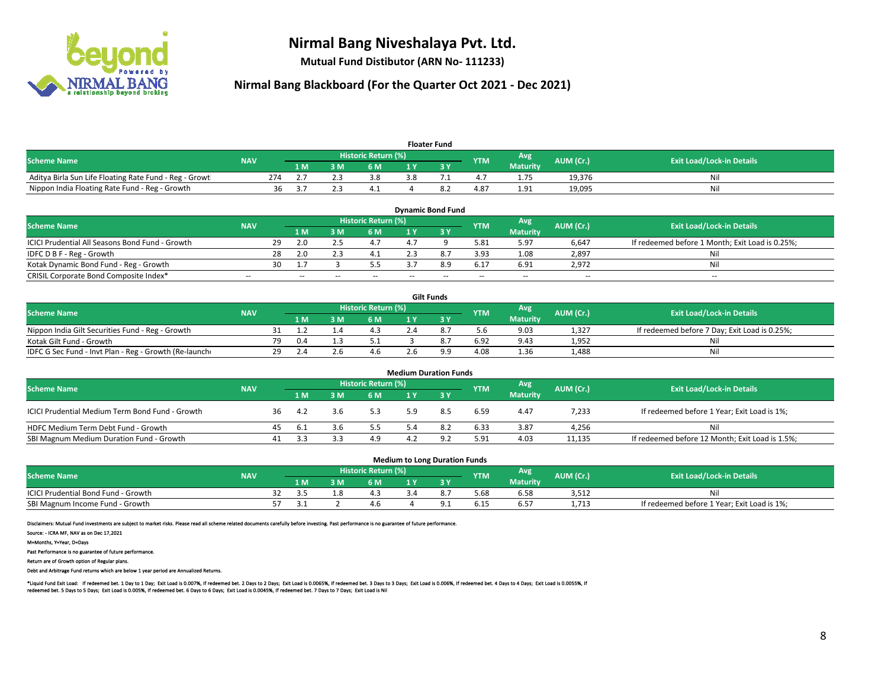# Nirmal Bang Niveshalaya Pvt. Ltd.

**Mutual Fund Distibutor (ARN No- 111233)**

## Nirmal Bang Blackboard (For the Quarter Oct 2021 - Dec 2021)

### Floater Fund

| Scheme Name | NAV | Historic Return (%) | | | | | YTM | Avg Maturity | AUM (Cr.) | Exit Load/Lock-in Details |
|---|---|---|---|---|---|---|---|---|---|---|
| | | 1 M | 3 M | 6 M | 1 Y | 3 Y | | | | |
| Aditya Birla Sun Life Floating Rate Fund - Reg - Growt | 274 | 2.7 | 2.3 | 3.8 | 3.8 | 7.1 | 4.7 | 1.75 | 19,376 | Nil |
| Nippon India Floating Rate Fund - Reg - Growth | 36 | 3.7 | 2.3 | 4.1 | 4 | 8.2 | 4.87 | 1.91 | 19,095 | Nil |

### Dynamic Bond Fund

| Scheme Name | NAV | Historic Return (%) | | | | | YTM | Avg Maturity | AUM (Cr.) | Exit Load/Lock-in Details |
|---|---|---|---|---|---|---|---|---|---|---|
| | | 1 M | 3 M | 6 M | 1 Y | 3 Y | | | | |
| ICICI Prudential All Seasons Bond Fund - Growth | 29 | 2.0 | 2.5 | 4.7 | 4.7 | 9 | 5.81 | 5.97 | 6,647 | If redeemed before 1 Month; Exit Load is 0.25%; |
| IDFC D B F - Reg - Growth | 28 | 2.0 | 2.3 | 4.1 | 2.3 | 8.7 | 3.93 | 1.08 | 2,897 | Nil |
| Kotak Dynamic Bond Fund - Reg - Growth | 30 | 1.7 | 3 | 5.5 | 3.7 | 8.9 | 6.17 | 6.91 | 2,972 | Nil |
| CRISIL Corporate Bond Composite Index* | -- | -- | -- | -- | -- | -- | -- | -- | -- | -- |

### Gilt Funds

| Scheme Name | NAV | Historic Return (%) | | | | | YTM | Avg Maturity | AUM (Cr.) | Exit Load/Lock-in Details |
|---|---|---|---|---|---|---|---|---|---|---|
| | | 1 M | 3 M | 6 M | 1 Y | 3 Y | | | | |
| Nippon India Gilt Securities Fund - Reg - Growth | 31 | 1.2 | 1.4 | 4.3 | 2.4 | 8.7 | 5.6 | 9.03 | 1,327 | If redeemed before 7 Day; Exit Load is 0.25%; |
| Kotak Gilt Fund - Growth | 79 | 0.4 | 1.3 | 5.1 | 3 | 8.7 | 6.92 | 9.43 | 1,952 | Nil |
| IDFC G Sec Fund - Invt Plan - Reg - Growth (Re-launch | 29 | 2.4 | 2.6 | 4.6 | 2.6 | 9.9 | 4.08 | 1.36 | 1,488 | Nil |

### Medium Duration Funds

| Scheme Name | NAV | Historic Return (%) | | | | | YTM | Avg Maturity | AUM (Cr.) | Exit Load/Lock-in Details |
|---|---|---|---|---|---|---|---|---|---|---|
| | | 1 M | 3 M | 6 M | 1 Y | 3 Y | | | | |
| ICICI Prudential Medium Term Bond Fund - Growth | 36 | 4.2 | 3.6 | 5.3 | 5.9 | 8.5 | 6.59 | 4.47 | 7,233 | If redeemed before 1 Year; Exit Load is 1%; |
| HDFC Medium Term Debt Fund - Growth | 45 | 6.1 | 3.6 | 5.5 | 5.4 | 8.2 | 6.33 | 3.87 | 4,256 | Nil |
| SBI Magnum Medium Duration Fund - Growth | 41 | 3.3 | 3.3 | 4.9 | 4.2 | 9.2 | 5.91 | 4.03 | 11,135 | If redeemed before 12 Month; Exit Load is 1.5%; |

### Medium to Long Duration Funds

| Scheme Name | NAV | Historic Return (%) | | | | | YTM | Avg Maturity | AUM (Cr.) | Exit Load/Lock-in Details |
|---|---|---|---|---|---|---|---|---|---|---|
| | | 1 M | 3 M | 6 M | 1 Y | 3 Y | | | | |
| ICICI Prudential Bond Fund - Growth | 32 | 3.5 | 1.8 | 4.3 | 3.4 | 8.7 | 5.68 | 6.58 | 3,512 | Nil |
| SBI Magnum Income Fund - Growth | 57 | 3.1 | 2 | 4.6 | 4 | 9.1 | 6.15 | 6.57 | 1,713 | If redeemed before 1 Year; Exit Load is 1%; |

Disclaimers: Mutual Fund investments are subject to market risks. Please read all scheme related documents carefully before investing. Past performance is no guarantee of future performance.

Source: - ICRA MF, NAV as on Dec 17,2021

M=Months, Y=Year, D=Days

Past Performance is no guarantee of future performance.

Return are of Growth option of Regular plans.

Debt and Arbitrage Fund returns which are below 1 year period are Annualized Returns.

*Liquid Fund Exit Load: If redeemed bet. 1 Day to 1 Day; Exit Load is 0.007%, If redeemed bet. 2 Days to 2 Days; Exit Load is 0.0065%, If redeemed bet. 3 Days to 3 Days; Exit Load is 0.006%, If redeemed bet. 4 Days to 4 Days; Exit Load is 0.0055%, If redeemed bet. 5 Days to 5 Days; Exit Load is 0.005%, If redeemed bet. 6 Days to 6 Days; Exit Load is 0.0045%, If redeemed bet. 7 Days to 7 Days; Exit Load is Nil